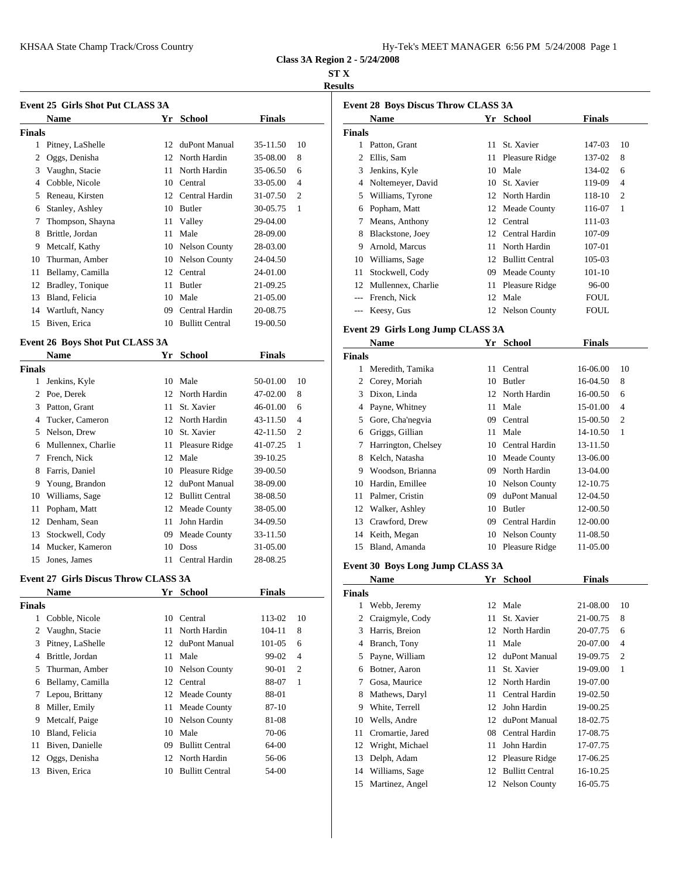## Class 3A Region 2 - 5/24/2008

### ST X

### Results

#### Event 25 Girls Shot Put CLASS 3A

| | Name | Yr | School | Finals | |
|---|---|---|---|---|---|
| **Finals** | | | | | |
| 1 | Pitney, LaShelle | 12 | duPont Manual | 35-11.50 | 10 |
| 2 | Oggs, Denisha | 12 | North Hardin | 35-08.00 | 8 |
| 3 | Vaughn, Stacie | 11 | North Hardin | 35-06.50 | 6 |
| 4 | Cobble, Nicole | 10 | Central | 33-05.00 | 4 |
| 5 | Reneau, Kirsten | 12 | Central Hardin | 31-07.50 | 2 |
| 6 | Stanley, Ashley | 10 | Butler | 30-05.75 | 1 |
| 7 | Thompson, Shayna | 11 | Valley | 29-04.00 | |
| 8 | Brittle, Jordan | 11 | Male | 28-09.00 | |
| 9 | Metcalf, Kathy | 10 | Nelson County | 28-03.00 | |
| 10 | Thurman, Amber | 10 | Nelson County | 24-04.50 | |
| 11 | Bellamy, Camilla | 12 | Central | 24-01.00 | |
| 12 | Bradley, Tonique | 11 | Butler | 21-09.25 | |
| 13 | Bland, Felicia | 10 | Male | 21-05.00 | |
| 14 | Wartluft, Nancy | 09 | Central Hardin | 20-08.75 | |
| 15 | Biven, Erica | 10 | Bullitt Central | 19-00.50 | |

#### Event 26 Boys Shot Put CLASS 3A

| | Name | Yr | School | Finals | |
|---|---|---|---|---|---|
| **Finals** | | | | | |
| 1 | Jenkins, Kyle | 10 | Male | 50-01.00 | 10 |
| 2 | Poe, Derek | 12 | North Hardin | 47-02.00 | 8 |
| 3 | Patton, Grant | 11 | St. Xavier | 46-01.00 | 6 |
| 4 | Tucker, Cameron | 12 | North Hardin | 43-11.50 | 4 |
| 5 | Nelson, Drew | 10 | St. Xavier | 42-11.50 | 2 |
| 6 | Mullennex, Charlie | 11 | Pleasure Ridge | 41-07.25 | 1 |
| 7 | French, Nick | 12 | Male | 39-10.25 | |
| 8 | Farris, Daniel | 10 | Pleasure Ridge | 39-00.50 | |
| 9 | Young, Brandon | 12 | duPont Manual | 38-09.00 | |
| 10 | Williams, Sage | 12 | Bullitt Central | 38-08.50 | |
| 11 | Popham, Matt | 12 | Meade County | 38-05.00 | |
| 12 | Denham, Sean | 11 | John Hardin | 34-09.50 | |
| 13 | Stockwell, Cody | 09 | Meade County | 33-11.50 | |
| 14 | Mucker, Kameron | 10 | Doss | 31-05.00 | |
| 15 | Jones, James | 11 | Central Hardin | 28-08.25 | |

#### Event 27 Girls Discus Throw CLASS 3A

| | Name | Yr | School | Finals | |
|---|---|---|---|---|---|
| **Finals** | | | | | |
| 1 | Cobble, Nicole | 10 | Central | 113-02 | 10 |
| 2 | Vaughn, Stacie | 11 | North Hardin | 104-11 | 8 |
| 3 | Pitney, LaShelle | 12 | duPont Manual | 101-05 | 6 |
| 4 | Brittle, Jordan | 11 | Male | 99-02 | 4 |
| 5 | Thurman, Amber | 10 | Nelson County | 90-01 | 2 |
| 6 | Bellamy, Camilla | 12 | Central | 88-07 | 1 |
| 7 | Lepou, Brittany | 12 | Meade County | 88-01 | |
| 8 | Miller, Emily | 11 | Meade County | 87-10 | |
| 9 | Metcalf, Paige | 10 | Nelson County | 81-08 | |
| 10 | Bland, Felicia | 10 | Male | 70-06 | |
| 11 | Biven, Danielle | 09 | Bullitt Central | 64-00 | |
| 12 | Oggs, Denisha | 12 | North Hardin | 56-06 | |
| 13 | Biven, Erica | 10 | Bullitt Central | 54-00 | |

#### Event 28 Boys Discus Throw CLASS 3A

| | Name | Yr | School | Finals | |
|---|---|---|---|---|---|
| **Finals** | | | | | |
| 1 | Patton, Grant | 11 | St. Xavier | 147-03 | 10 |
| 2 | Ellis, Sam | 11 | Pleasure Ridge | 137-02 | 8 |
| 3 | Jenkins, Kyle | 10 | Male | 134-02 | 6 |
| 4 | Noltemeyer, David | 10 | St. Xavier | 119-09 | 4 |
| 5 | Williams, Tyrone | 12 | North Hardin | 118-10 | 2 |
| 6 | Popham, Matt | 12 | Meade County | 116-07 | 1 |
| 7 | Means, Anthony | 12 | Central | 111-03 | |
| 8 | Blackstone, Joey | 12 | Central Hardin | 107-09 | |
| 9 | Arnold, Marcus | 11 | North Hardin | 107-01 | |
| 10 | Williams, Sage | 12 | Bullitt Central | 105-03 | |
| 11 | Stockwell, Cody | 09 | Meade County | 101-10 | |
| 12 | Mullennex, Charlie | 11 | Pleasure Ridge | 96-00 | |
| --- | French, Nick | 12 | Male | FOUL | |
| --- | Keesy, Gus | 12 | Nelson County | FOUL | |

#### Event 29 Girls Long Jump CLASS 3A

| | Name | Yr | School | Finals | |
|---|---|---|---|---|---|
| **Finals** | | | | | |
| 1 | Meredith, Tamika | 11 | Central | 16-06.00 | 10 |
| 2 | Corey, Moriah | 10 | Butler | 16-04.50 | 8 |
| 3 | Dixon, Linda | 12 | North Hardin | 16-00.50 | 6 |
| 4 | Payne, Whitney | 11 | Male | 15-01.00 | 4 |
| 5 | Gore, Cha'negvia | 09 | Central | 15-00.50 | 2 |
| 6 | Griggs, Gillian | 11 | Male | 14-10.50 | 1 |
| 7 | Harrington, Chelsey | 10 | Central Hardin | 13-11.50 | |
| 8 | Kelch, Natasha | 10 | Meade County | 13-06.00 | |
| 9 | Woodson, Brianna | 09 | North Hardin | 13-04.00 | |
| 10 | Hardin, Emillee | 10 | Nelson County | 12-10.75 | |
| 11 | Palmer, Cristin | 09 | duPont Manual | 12-04.50 | |
| 12 | Walker, Ashley | 10 | Butler | 12-00.50 | |
| 13 | Crawford, Drew | 09 | Central Hardin | 12-00.00 | |
| 14 | Keith, Megan | 10 | Nelson County | 11-08.50 | |
| 15 | Bland, Amanda | 10 | Pleasure Ridge | 11-05.00 | |

#### Event 30 Boys Long Jump CLASS 3A

| | Name | Yr | School | Finals | |
|---|---|---|---|---|---|
| **Finals** | | | | | |
| 1 | Webb, Jeremy | 12 | Male | 21-08.00 | 10 |
| 2 | Craigmyle, Cody | 11 | St. Xavier | 21-00.75 | 8 |
| 3 | Harris, Breion | 12 | North Hardin | 20-07.75 | 6 |
| 4 | Branch, Tony | 11 | Male | 20-07.00 | 4 |
| 5 | Payne, William | 12 | duPont Manual | 19-09.75 | 2 |
| 6 | Botner, Aaron | 11 | St. Xavier | 19-09.00 | 1 |
| 7 | Gosa, Maurice | 12 | North Hardin | 19-07.00 | |
| 8 | Mathews, Daryl | 11 | Central Hardin | 19-02.50 | |
| 9 | White, Terrell | 12 | John Hardin | 19-00.25 | |
| 10 | Wells, Andre | 12 | duPont Manual | 18-02.75 | |
| 11 | Cromartie, Jared | 08 | Central Hardin | 17-08.75 | |
| 12 | Wright, Michael | 11 | John Hardin | 17-07.75 | |
| 13 | Delph, Adam | 12 | Pleasure Ridge | 17-06.25 | |
| 14 | Williams, Sage | 12 | Bullitt Central | 16-10.25 | |
| 15 | Martinez, Angel | 12 | Nelson County | 16-05.75 | |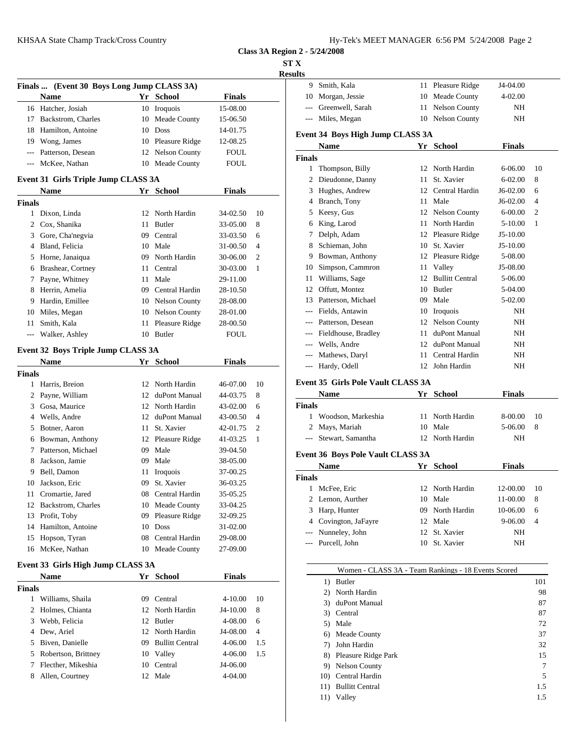**Class 3A Region 2 - 5/24/2008**

**ST X**

**Results**

### Finals ... (Event 30 Boys Long Jump CLASS 3A)

| | Name | Yr | School | Finals | |
|---|---|---|---|---|---|
| 16 | Hatcher, Josiah | 10 | Iroquois | 15-08.00 | |
| 17 | Backstrom, Charles | 10 | Meade County | 15-06.50 | |
| 18 | Hamilton, Antoine | 10 | Doss | 14-01.75 | |
| 19 | Wong, James | 10 | Pleasure Ridge | 12-08.25 | |
| --- | Patterson, Desean | 12 | Nelson County | FOUL | |
| --- | McKee, Nathan | 10 | Meade County | FOUL | |

### Event 31 Girls Triple Jump CLASS 3A

| | Name | Yr | School | Finals | |
|---|---|---|---|---|---|
| **Finals** | | | | | |
| 1 | Dixon, Linda | 12 | North Hardin | 34-02.50 | 10 |
| 2 | Cox, Shanika | 11 | Butler | 33-05.00 | 8 |
| 3 | Gore, Cha'negvia | 09 | Central | 33-03.50 | 6 |
| 4 | Bland, Felicia | 10 | Male | 31-00.50 | 4 |
| 5 | Horne, Janaiqua | 09 | North Hardin | 30-06.00 | 2 |
| 6 | Brashear, Cortney | 11 | Central | 30-03.00 | 1 |
| 7 | Payne, Whitney | 11 | Male | 29-11.00 | |
| 8 | Herrin, Amelia | 09 | Central Hardin | 28-10.50 | |
| 9 | Hardin, Emillee | 10 | Nelson County | 28-08.00 | |
| 10 | Miles, Megan | 10 | Nelson County | 28-01.00 | |
| 11 | Smith, Kala | 11 | Pleasure Ridge | 28-00.50 | |
| --- | Walker, Ashley | 10 | Butler | FOUL | |

### Event 32 Boys Triple Jump CLASS 3A

| | Name | Yr | School | Finals | |
|---|---|---|---|---|---|
| **Finals** | | | | | |
| 1 | Harris, Breion | 12 | North Hardin | 46-07.00 | 10 |
| 2 | Payne, William | 12 | duPont Manual | 44-03.75 | 8 |
| 3 | Gosa, Maurice | 12 | North Hardin | 43-02.00 | 6 |
| 4 | Wells, Andre | 12 | duPont Manual | 43-00.50 | 4 |
| 5 | Botner, Aaron | 11 | St. Xavier | 42-01.75 | 2 |
| 6 | Bowman, Anthony | 12 | Pleasure Ridge | 41-03.25 | 1 |
| 7 | Patterson, Michael | 09 | Male | 39-04.50 | |
| 8 | Jackson, Jamie | 09 | Male | 38-05.00 | |
| 9 | Bell, Damon | 11 | Iroquois | 37-00.25 | |
| 10 | Jackson, Eric | 09 | St. Xavier | 36-03.25 | |
| 11 | Cromartie, Jared | 08 | Central Hardin | 35-05.25 | |
| 12 | Backstrom, Charles | 10 | Meade County | 33-04.25 | |
| 13 | Profit, Toby | 09 | Pleasure Ridge | 32-09.25 | |
| 14 | Hamilton, Antoine | 10 | Doss | 31-02.00 | |
| 15 | Hopson, Tyran | 08 | Central Hardin | 29-08.00 | |
| 16 | McKee, Nathan | 10 | Meade County | 27-09.00 | |

### Event 33 Girls High Jump CLASS 3A

| | Name | Yr | School | Finals | |
|---|---|---|---|---|---|
| **Finals** | | | | | |
| 1 | Williams, Shaila | 09 | Central | 4-10.00 | 10 |
| 2 | Holmes, Chianta | 12 | North Hardin | J4-10.00 | 8 |
| 3 | Webb, Felicia | 12 | Butler | 4-08.00 | 6 |
| 4 | Dew, Ariel | 12 | North Hardin | J4-08.00 | 4 |
| 5 | Biven, Danielle | 09 | Bullitt Central | 4-06.00 | 1.5 |
| 5 | Robertson, Brittney | 10 | Valley | 4-06.00 | 1.5 |
| 7 | Flecther, Mikeshia | 10 | Central | J4-06.00 | |
| 8 | Allen, Courtney | 12 | Male | 4-04.00 | |
| 9 | Smith, Kala | 11 | Pleasure Ridge | J4-04.00 | |
| 10 | Morgan, Jessie | 10 | Meade County | 4-02.00 | |
| --- | Greenwell, Sarah | 11 | Nelson County | NH | |
| --- | Miles, Megan | 10 | Nelson County | NH | |

### Event 34 Boys High Jump CLASS 3A

| | Name | Yr | School | Finals | |
|---|---|---|---|---|---|
| **Finals** | | | | | |
| 1 | Thompson, Billy | 12 | North Hardin | 6-06.00 | 10 |
| 2 | Dieudonne, Danny | 11 | St. Xavier | 6-02.00 | 8 |
| 3 | Hughes, Andrew | 12 | Central Hardin | J6-02.00 | 6 |
| 4 | Branch, Tony | 11 | Male | J6-02.00 | 4 |
| 5 | Keesy, Gus | 12 | Nelson County | 6-00.00 | 2 |
| 6 | King, Larod | 11 | North Hardin | 5-10.00 | 1 |
| 7 | Delph, Adam | 12 | Pleasure Ridge | J5-10.00 | |
| 8 | Schieman, John | 10 | St. Xavier | J5-10.00 | |
| 9 | Bowman, Anthony | 12 | Pleasure Ridge | 5-08.00 | |
| 10 | Simpson, Cammron | 11 | Valley | J5-08.00 | |
| 11 | Williams, Sage | 12 | Bullitt Central | 5-06.00 | |
| 12 | Offutt, Montez | 10 | Butler | 5-04.00 | |
| 13 | Patterson, Michael | 09 | Male | 5-02.00 | |
| --- | Fields, Antawin | 10 | Iroquois | NH | |
| --- | Patterson, Desean | 12 | Nelson County | NH | |
| --- | Fieldhouse, Bradley | 11 | duPont Manual | NH | |
| --- | Wells, Andre | 12 | duPont Manual | NH | |
| --- | Mathews, Daryl | 11 | Central Hardin | NH | |
| --- | Hardy, Odell | 12 | John Hardin | NH | |

### Event 35 Girls Pole Vault CLASS 3A

| | Name | Yr | School | Finals | |
|---|---|---|---|---|---|
| **Finals** | | | | | |
| 1 | Woodson, Markeshia | 11 | North Hardin | 8-00.00 | 10 |
| 2 | Mays, Mariah | 10 | Male | 5-06.00 | 8 |
| --- | Stewart, Samantha | 12 | North Hardin | NH | |

### Event 36 Boys Pole Vault CLASS 3A

| | Name | Yr | School | Finals | |
|---|---|---|---|---|---|
| **Finals** | | | | | |
| 1 | McFee, Eric | 12 | North Hardin | 12-00.00 | 10 |
| 2 | Lemon, Aurther | 10 | Male | 11-00.00 | 8 |
| 3 | Harp, Hunter | 09 | North Hardin | 10-06.00 | 6 |
| 4 | Covington, JaFayre | 12 | Male | 9-06.00 | 4 |
| --- | Nunneley, John | 12 | St. Xavier | NH | |
| --- | Purcell, John | 10 | St. Xavier | NH | |

### Women - CLASS 3A - Team Rankings - 18 Events Scored

| | Team | Points |
|---|---|---|
| 1) | Butler | 101 |
| 2) | North Hardin | 98 |
| 3) | duPont Manual | 87 |
| 3) | Central | 87 |
| 5) | Male | 72 |
| 6) | Meade County | 37 |
| 7) | John Hardin | 32 |
| 8) | Pleasure Ridge Park | 15 |
| 9) | Nelson County | 7 |
| 10) | Central Hardin | 5 |
| 11) | Bullitt Central | 1.5 |
| 11) | Valley | 1.5 |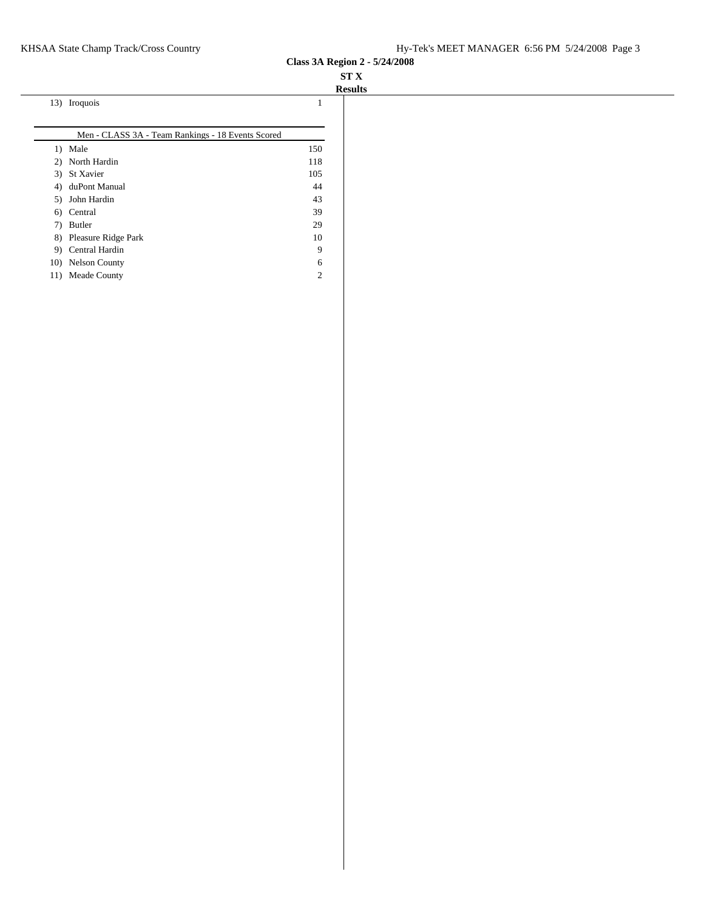**Class 3A Region 2 - 5/24/2008**

**ST X**

**Results**

| | | |
|---|---|---|
| 13) | Iroquois | 1 |

**Men - CLASS 3A - Team Rankings - 18 Events Scored**

| | | |
|---|---|---|
| 1) | Male | 150 |
| 2) | North Hardin | 118 |
| 3) | St Xavier | 105 |
| 4) | duPont Manual | 44 |
| 5) | John Hardin | 43 |
| 6) | Central | 39 |
| 7) | Butler | 29 |
| 8) | Pleasure Ridge Park | 10 |
| 9) | Central Hardin | 9 |
| 10) | Nelson County | 6 |
| 11) | Meade County | 2 |